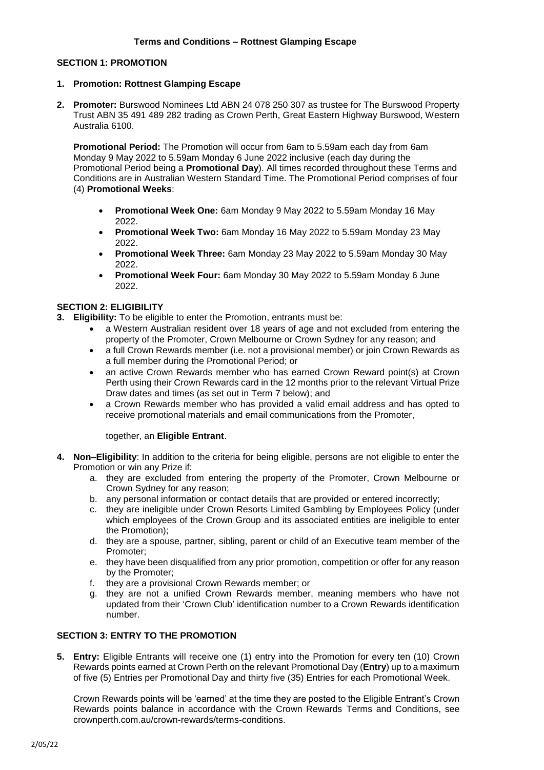# Terms and Conditions – Rottnest Glamping Escape

## SECTION 1: PROMOTION

1. **Promotion: Rottnest Glamping Escape**

2. **Promoter:** Burswood Nominees Ltd ABN 24 078 250 307 as trustee for The Burswood Property Trust ABN 35 491 489 282 trading as Crown Perth, Great Eastern Highway Burswood, Western Australia 6100.

   **Promotional Period:** The Promotion will occur from 6am to 5.59am each day from 6am Monday 9 May 2022 to 5.59am Monday 6 June 2022 inclusive (each day during the Promotional Period being a **Promotional Day**). All times recorded throughout these Terms and Conditions are in Australian Western Standard Time. The Promotional Period comprises of four (4) **Promotional Weeks**:

   - **Promotional Week One:** 6am Monday 9 May 2022 to 5.59am Monday 16 May 2022.
   - **Promotional Week Two:** 6am Monday 16 May 2022 to 5.59am Monday 23 May 2022.
   - **Promotional Week Three:** 6am Monday 23 May 2022 to 5.59am Monday 30 May 2022.
   - **Promotional Week Four:** 6am Monday 30 May 2022 to 5.59am Monday 6 June 2022.

## SECTION 2: ELIGIBILITY

3. **Eligibility:** To be eligible to enter the Promotion, entrants must be:
   - a Western Australian resident over 18 years of age and not excluded from entering the property of the Promoter, Crown Melbourne or Crown Sydney for any reason; and
   - a full Crown Rewards member (i.e. not a provisional member) or join Crown Rewards as a full member during the Promotional Period; or
   - an active Crown Rewards member who has earned Crown Reward point(s) at Crown Perth using their Crown Rewards card in the 12 months prior to the relevant Virtual Prize Draw dates and times (as set out in Term 7 below); and
   - a Crown Rewards member who has provided a valid email address and has opted to receive promotional materials and email communications from the Promoter,

   together, an **Eligible Entrant**.

4. **Non–Eligibility**: In addition to the criteria for being eligible, persons are not eligible to enter the Promotion or win any Prize if:
   a. they are excluded from entering the property of the Promoter, Crown Melbourne or Crown Sydney for any reason;
   b. any personal information or contact details that are provided or entered incorrectly;
   c. they are ineligible under Crown Resorts Limited Gambling by Employees Policy (under which employees of the Crown Group and its associated entities are ineligible to enter the Promotion);
   d. they are a spouse, partner, sibling, parent or child of an Executive team member of the Promoter;
   e. they have been disqualified from any prior promotion, competition or offer for any reason by the Promoter;
   f. they are a provisional Crown Rewards member; or
   g. they are not a unified Crown Rewards member, meaning members who have not updated from their 'Crown Club' identification number to a Crown Rewards identification number.

## SECTION 3: ENTRY TO THE PROMOTION

5. **Entry:** Eligible Entrants will receive one (1) entry into the Promotion for every ten (10) Crown Rewards points earned at Crown Perth on the relevant Promotional Day (**Entry**) up to a maximum of five (5) Entries per Promotional Day and thirty five (35) Entries for each Promotional Week.

   Crown Rewards points will be 'earned' at the time they are posted to the Eligible Entrant's Crown Rewards points balance in accordance with the Crown Rewards Terms and Conditions, see crownperth.com.au/crown-rewards/terms-conditions.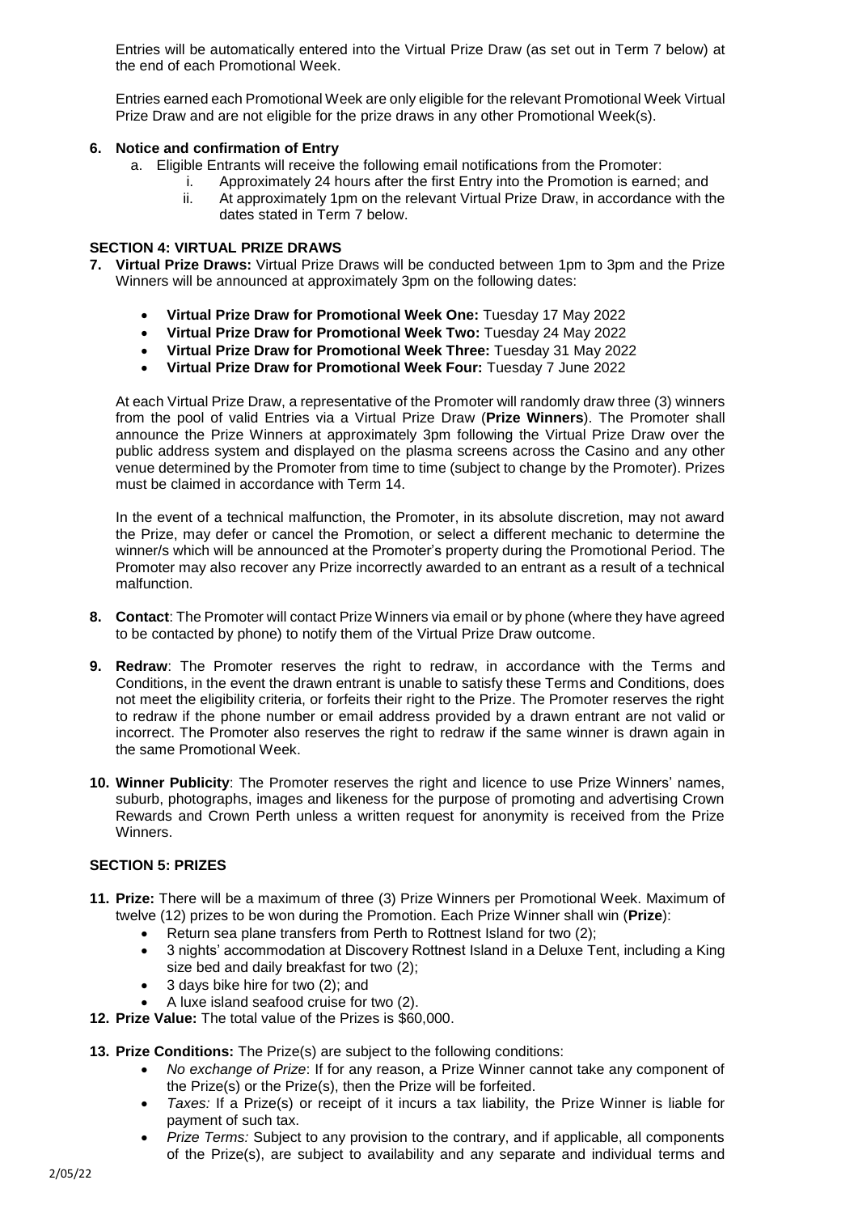Entries will be automatically entered into the Virtual Prize Draw (as set out in Term 7 below) at the end of each Promotional Week.

Entries earned each Promotional Week are only eligible for the relevant Promotional Week Virtual Prize Draw and are not eligible for the prize draws in any other Promotional Week(s).

**6. Notice and confirmation of Entry**

a. Eligible Entrants will receive the following email notifications from the Promoter:

i. Approximately 24 hours after the first Entry into the Promotion is earned; and

ii. At approximately 1pm on the relevant Virtual Prize Draw, in accordance with the dates stated in Term 7 below.

**SECTION 4: VIRTUAL PRIZE DRAWS**

**7. Virtual Prize Draws:** Virtual Prize Draws will be conducted between 1pm to 3pm and the Prize Winners will be announced at approximately 3pm on the following dates:

- **Virtual Prize Draw for Promotional Week One:** Tuesday 17 May 2022
- **Virtual Prize Draw for Promotional Week Two:** Tuesday 24 May 2022
- **Virtual Prize Draw for Promotional Week Three:** Tuesday 31 May 2022
- **Virtual Prize Draw for Promotional Week Four:** Tuesday 7 June 2022

At each Virtual Prize Draw, a representative of the Promoter will randomly draw three (3) winners from the pool of valid Entries via a Virtual Prize Draw (**Prize Winners**). The Promoter shall announce the Prize Winners at approximately 3pm following the Virtual Prize Draw over the public address system and displayed on the plasma screens across the Casino and any other venue determined by the Promoter from time to time (subject to change by the Promoter). Prizes must be claimed in accordance with Term 14.

In the event of a technical malfunction, the Promoter, in its absolute discretion, may not award the Prize, may defer or cancel the Promotion, or select a different mechanic to determine the winner/s which will be announced at the Promoter's property during the Promotional Period. The Promoter may also recover any Prize incorrectly awarded to an entrant as a result of a technical malfunction.

**8. Contact**: The Promoter will contact Prize Winners via email or by phone (where they have agreed to be contacted by phone) to notify them of the Virtual Prize Draw outcome.

**9. Redraw**: The Promoter reserves the right to redraw, in accordance with the Terms and Conditions, in the event the drawn entrant is unable to satisfy these Terms and Conditions, does not meet the eligibility criteria, or forfeits their right to the Prize. The Promoter reserves the right to redraw if the phone number or email address provided by a drawn entrant are not valid or incorrect. The Promoter also reserves the right to redraw if the same winner is drawn again in the same Promotional Week.

**10. Winner Publicity**: The Promoter reserves the right and licence to use Prize Winners' names, suburb, photographs, images and likeness for the purpose of promoting and advertising Crown Rewards and Crown Perth unless a written request for anonymity is received from the Prize Winners.

**SECTION 5: PRIZES**

**11. Prize:** There will be a maximum of three (3) Prize Winners per Promotional Week. Maximum of twelve (12) prizes to be won during the Promotion. Each Prize Winner shall win (**Prize**):

- Return sea plane transfers from Perth to Rottnest Island for two (2);
- 3 nights' accommodation at Discovery Rottnest Island in a Deluxe Tent, including a King size bed and daily breakfast for two (2);
- 3 days bike hire for two (2); and
- A luxe island seafood cruise for two (2).

**12. Prize Value:** The total value of the Prizes is $60,000.

**13. Prize Conditions:** The Prize(s) are subject to the following conditions:

- *No exchange of Prize*: If for any reason, a Prize Winner cannot take any component of the Prize(s) or the Prize(s), then the Prize will be forfeited.
- *Taxes:* If a Prize(s) or receipt of it incurs a tax liability, the Prize Winner is liable for payment of such tax.
- *Prize Terms:* Subject to any provision to the contrary, and if applicable, all components of the Prize(s), are subject to availability and any separate and individual terms and

2/05/22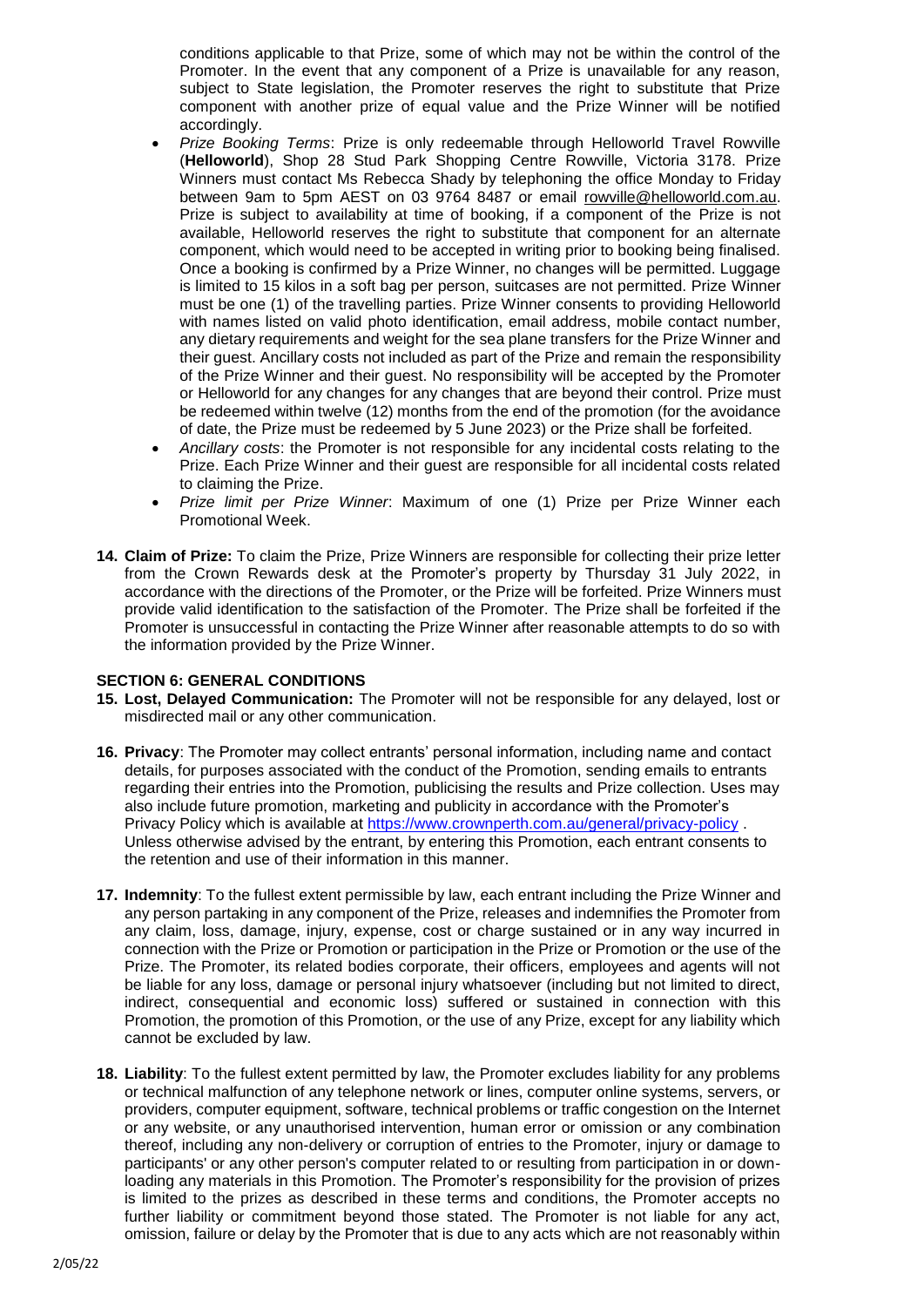conditions applicable to that Prize, some of which may not be within the control of the Promoter. In the event that any component of a Prize is unavailable for any reason, subject to State legislation, the Promoter reserves the right to substitute that Prize component with another prize of equal value and the Prize Winner will be notified accordingly.

- *Prize Booking Terms*: Prize is only redeemable through Helloworld Travel Rowville (**Helloworld**), Shop 28 Stud Park Shopping Centre Rowville, Victoria 3178. Prize Winners must contact Ms Rebecca Shady by telephoning the office Monday to Friday between 9am to 5pm AEST on 03 9764 8487 or email rowville@helloworld.com.au. Prize is subject to availability at time of booking, if a component of the Prize is not available, Helloworld reserves the right to substitute that component for an alternate component, which would need to be accepted in writing prior to booking being finalised. Once a booking is confirmed by a Prize Winner, no changes will be permitted. Luggage is limited to 15 kilos in a soft bag per person, suitcases are not permitted. Prize Winner must be one (1) of the travelling parties. Prize Winner consents to providing Helloworld with names listed on valid photo identification, email address, mobile contact number, any dietary requirements and weight for the sea plane transfers for the Prize Winner and their guest. Ancillary costs not included as part of the Prize and remain the responsibility of the Prize Winner and their guest. No responsibility will be accepted by the Promoter or Helloworld for any changes for any changes that are beyond their control. Prize must be redeemed within twelve (12) months from the end of the promotion (for the avoidance of date, the Prize must be redeemed by 5 June 2023) or the Prize shall be forfeited.
- *Ancillary costs*: the Promoter is not responsible for any incidental costs relating to the Prize. Each Prize Winner and their guest are responsible for all incidental costs related to claiming the Prize.
- *Prize limit per Prize Winner*: Maximum of one (1) Prize per Prize Winner each Promotional Week.

**14. Claim of Prize:** To claim the Prize, Prize Winners are responsible for collecting their prize letter from the Crown Rewards desk at the Promoter's property by Thursday 31 July 2022, in accordance with the directions of the Promoter, or the Prize will be forfeited. Prize Winners must provide valid identification to the satisfaction of the Promoter. The Prize shall be forfeited if the Promoter is unsuccessful in contacting the Prize Winner after reasonable attempts to do so with the information provided by the Prize Winner.

## SECTION 6: GENERAL CONDITIONS

**15. Lost, Delayed Communication:** The Promoter will not be responsible for any delayed, lost or misdirected mail or any other communication.

**16. Privacy**: The Promoter may collect entrants' personal information, including name and contact details, for purposes associated with the conduct of the Promotion, sending emails to entrants regarding their entries into the Promotion, publicising the results and Prize collection. Uses may also include future promotion, marketing and publicity in accordance with the Promoter's Privacy Policy which is available at https://www.crownperth.com.au/general/privacy-policy . Unless otherwise advised by the entrant, by entering this Promotion, each entrant consents to the retention and use of their information in this manner.

**17. Indemnity**: To the fullest extent permissible by law, each entrant including the Prize Winner and any person partaking in any component of the Prize, releases and indemnifies the Promoter from any claim, loss, damage, injury, expense, cost or charge sustained or in any way incurred in connection with the Prize or Promotion or participation in the Prize or Promotion or the use of the Prize. The Promoter, its related bodies corporate, their officers, employees and agents will not be liable for any loss, damage or personal injury whatsoever (including but not limited to direct, indirect, consequential and economic loss) suffered or sustained in connection with this Promotion, the promotion of this Promotion, or the use of any Prize, except for any liability which cannot be excluded by law.

**18. Liability**: To the fullest extent permitted by law, the Promoter excludes liability for any problems or technical malfunction of any telephone network or lines, computer online systems, servers, or providers, computer equipment, software, technical problems or traffic congestion on the Internet or any website, or any unauthorised intervention, human error or omission or any combination thereof, including any non-delivery or corruption of entries to the Promoter, injury or damage to participants' or any other person's computer related to or resulting from participation in or down-loading any materials in this Promotion. The Promoter's responsibility for the provision of prizes is limited to the prizes as described in these terms and conditions, the Promoter accepts no further liability or commitment beyond those stated. The Promoter is not liable for any act, omission, failure or delay by the Promoter that is due to any acts which are not reasonably within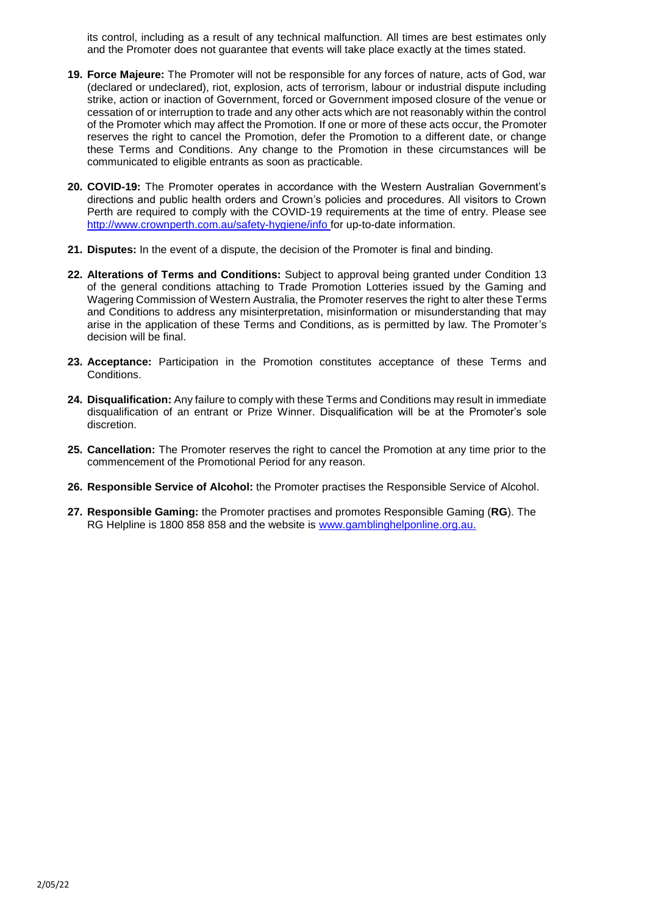its control, including as a result of any technical malfunction. All times are best estimates only and the Promoter does not guarantee that events will take place exactly at the times stated.

19. **Force Majeure:** The Promoter will not be responsible for any forces of nature, acts of God, war (declared or undeclared), riot, explosion, acts of terrorism, labour or industrial dispute including strike, action or inaction of Government, forced or Government imposed closure of the venue or cessation of or interruption to trade and any other acts which are not reasonably within the control of the Promoter which may affect the Promotion. If one or more of these acts occur, the Promoter reserves the right to cancel the Promotion, defer the Promotion to a different date, or change these Terms and Conditions. Any change to the Promotion in these circumstances will be communicated to eligible entrants as soon as practicable.

20. **COVID-19:** The Promoter operates in accordance with the Western Australian Government's directions and public health orders and Crown's policies and procedures. All visitors to Crown Perth are required to comply with the COVID-19 requirements at the time of entry. Please see http://www.crownperth.com.au/safety-hygiene/info for up-to-date information.

21. **Disputes:** In the event of a dispute, the decision of the Promoter is final and binding.

22. **Alterations of Terms and Conditions:** Subject to approval being granted under Condition 13 of the general conditions attaching to Trade Promotion Lotteries issued by the Gaming and Wagering Commission of Western Australia, the Promoter reserves the right to alter these Terms and Conditions to address any misinterpretation, misinformation or misunderstanding that may arise in the application of these Terms and Conditions, as is permitted by law. The Promoter's decision will be final.

23. **Acceptance:** Participation in the Promotion constitutes acceptance of these Terms and Conditions.

24. **Disqualification:** Any failure to comply with these Terms and Conditions may result in immediate disqualification of an entrant or Prize Winner. Disqualification will be at the Promoter's sole discretion.

25. **Cancellation:** The Promoter reserves the right to cancel the Promotion at any time prior to the commencement of the Promotional Period for any reason.

26. **Responsible Service of Alcohol:** the Promoter practises the Responsible Service of Alcohol.

27. **Responsible Gaming:** the Promoter practises and promotes Responsible Gaming (**RG**). The RG Helpline is 1800 858 858 and the website is www.gamblinghelponline.org.au.

2/05/22